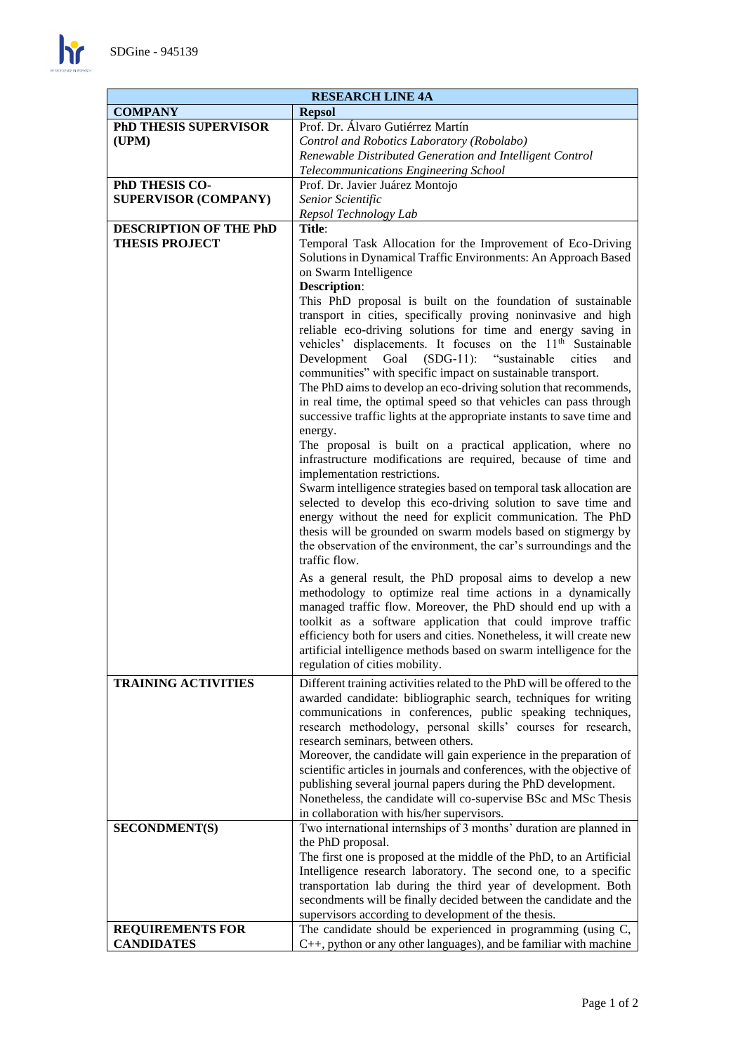| RESEARCH LINE 4A | |
|---|---|
| **COMPANY** | **Repsol** |
| **PhD THESIS SUPERVISOR (UPM)** | Prof. Dr. Álvaro Gutiérrez Martín<br>*Control and Robotics Laboratory (Robolabo)*<br>*Renewable Distributed Generation and Intelligent Control*<br>*Telecommunications Engineering School* |
| **PhD THESIS CO-SUPERVISOR (COMPANY)** | Prof. Dr. Javier Juárez Montojo<br>*Senior Scientific*<br>*Repsol Technology Lab* |
| **DESCRIPTION OF THE PhD THESIS PROJECT** | **Title**:<br>Temporal Task Allocation for the Improvement of Eco-Driving Solutions in Dynamical Traffic Environments: An Approach Based on Swarm Intelligence<br>**Description**:<br>This PhD proposal is built on the foundation of sustainable transport in cities, specifically proving noninvasive and high reliable eco-driving solutions for time and energy saving in vehicles' displacements. It focuses on the 11th Sustainable Development Goal (SDG-11): "sustainable cities and communities" with specific impact on sustainable transport.<br>The PhD aims to develop an eco-driving solution that recommends, in real time, the optimal speed so that vehicles can pass through successive traffic lights at the appropriate instants to save time and energy.<br>The proposal is built on a practical application, where no infrastructure modifications are required, because of time and implementation restrictions.<br>Swarm intelligence strategies based on temporal task allocation are selected to develop this eco-driving solution to save time and energy without the need for explicit communication. The PhD thesis will be grounded on swarm models based on stigmergy by the observation of the environment, the car's surroundings and the traffic flow.<br>As a general result, the PhD proposal aims to develop a new methodology to optimize real time actions in a dynamically managed traffic flow. Moreover, the PhD should end up with a toolkit as a software application that could improve traffic efficiency both for users and cities. Nonetheless, it will create new artificial intelligence methods based on swarm intelligence for the regulation of cities mobility. |
| **TRAINING ACTIVITIES** | Different training activities related to the PhD will be offered to the awarded candidate: bibliographic search, techniques for writing communications in conferences, public speaking techniques, research methodology, personal skills' courses for research, research seminars, between others.<br>Moreover, the candidate will gain experience in the preparation of scientific articles in journals and conferences, with the objective of publishing several journal papers during the PhD development.<br>Nonetheless, the candidate will co-supervise BSc and MSc Thesis in collaboration with his/her supervisors. |
| **SECONDMENT(S)** | Two international internships of 3 months' duration are planned in the PhD proposal.<br>The first one is proposed at the middle of the PhD, to an Artificial Intelligence research laboratory. The second one, to a specific transportation lab during the third year of development. Both secondments will be finally decided between the candidate and the supervisors according to development of the thesis. |
| **REQUIREMENTS FOR CANDIDATES** | The candidate should be experienced in programming (using C, C++, python or any other languages), and be familiar with machine |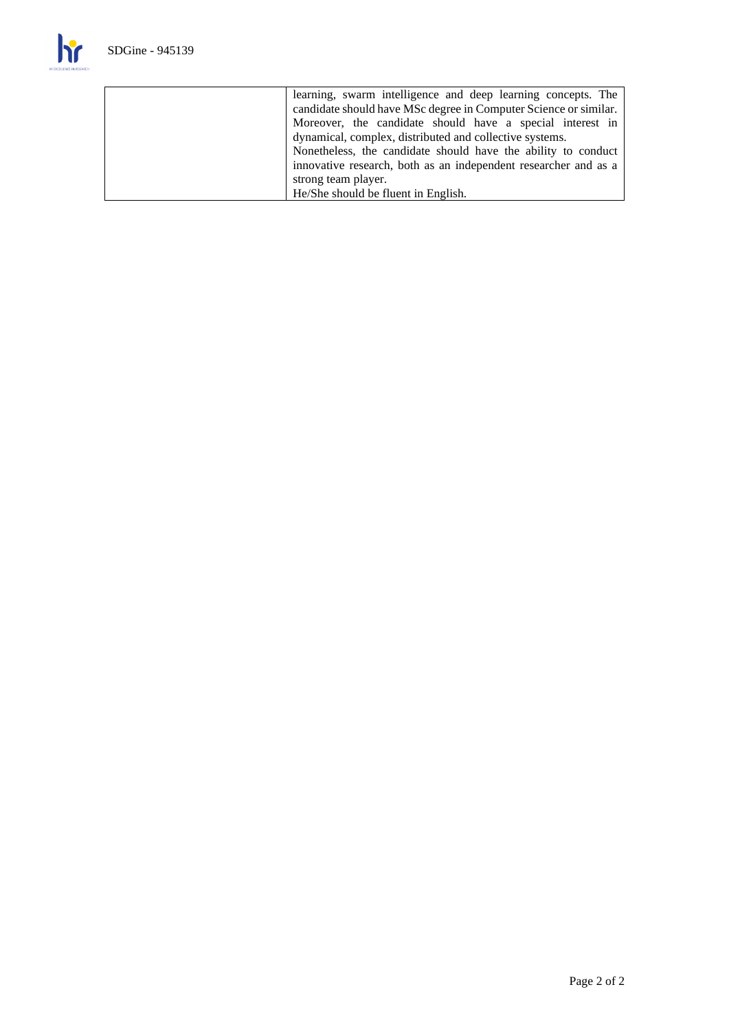| | |
|---|---|
| | learning, swarm intelligence and deep learning concepts. The candidate should have MSc degree in Computer Science or similar. Moreover, the candidate should have a special interest in dynamical, complex, distributed and collective systems. Nonetheless, the candidate should have the ability to conduct innovative research, both as an independent researcher and as a strong team player. He/She should be fluent in English. |